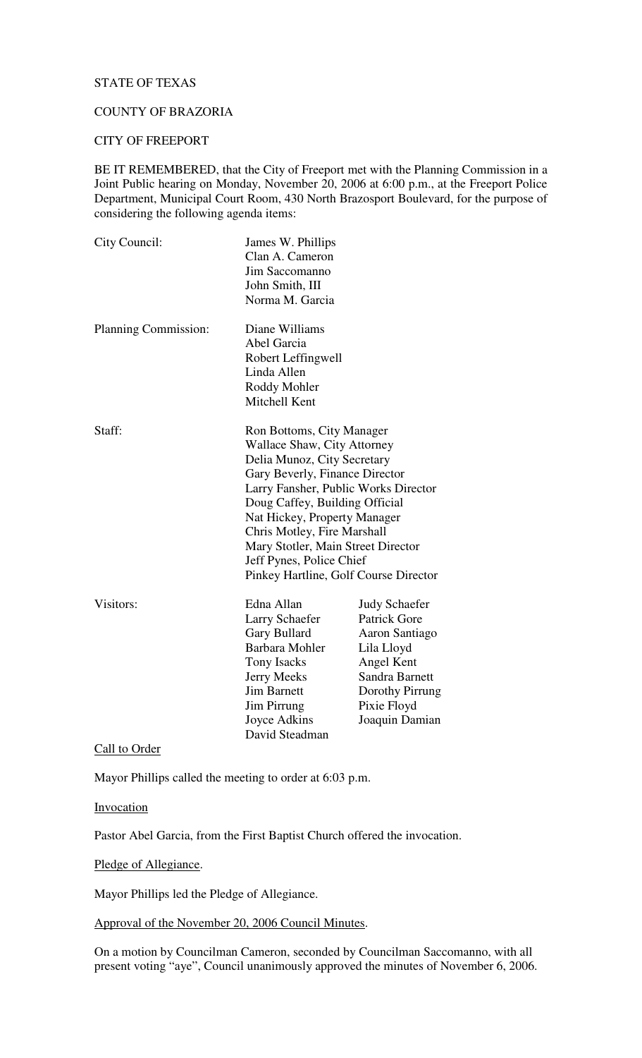STATE OF TEXAS

COUNTY OF BRAZORIA

CITY OF FREEPORT

BE IT REMEMBERED, that the City of Freeport met with the Planning Commission in a Joint Public hearing on Monday, November 20, 2006 at 6:00 p.m., at the Freeport Police Department, Municipal Court Room, 430 North Brazosport Boulevard, for the purpose of considering the following agenda items:

| | | |
|---|---|---|
| City Council: | James W. Phillips<br>Clan A. Cameron<br>Jim Saccomanno<br>John Smith, III<br>Norma M. Garcia | |
| Planning Commission: | Diane Williams<br>Abel Garcia<br>Robert Leffingwell<br>Linda Allen<br>Roddy Mohler<br>Mitchell Kent | |
| Staff: | Ron Bottoms, City Manager<br>Wallace Shaw, City Attorney<br>Delia Munoz, City Secretary<br>Gary Beverly, Finance Director<br>Larry Fansher, Public Works Director<br>Doug Caffey, Building Official<br>Nat Hickey, Property Manager<br>Chris Motley, Fire Marshall<br>Mary Stotler, Main Street Director<br>Jeff Pynes, Police Chief<br>Pinkey Hartline, Golf Course Director | |
| Visitors: | Edna Allan<br>Larry Schaefer<br>Gary Bullard<br>Barbara Mohler<br>Tony Isacks<br>Jerry Meeks<br>Jim Barnett<br>Jim Pirrung<br>Joyce Adkins<br>David Steadman | Judy Schaefer<br>Patrick Gore<br>Aaron Santiago<br>Lila Lloyd<br>Angel Kent<br>Sandra Barnett<br>Dorothy Pirrung<br>Pixie Floyd<br>Joaquin Damian |

Call to Order

Mayor Phillips called the meeting to order at 6:03 p.m.

Invocation

Pastor Abel Garcia, from the First Baptist Church offered the invocation.

Pledge of Allegiance.

Mayor Phillips led the Pledge of Allegiance.

Approval of the November 20, 2006 Council Minutes.

On a motion by Councilman Cameron, seconded by Councilman Saccomanno, with all present voting "aye", Council unanimously approved the minutes of November 6, 2006.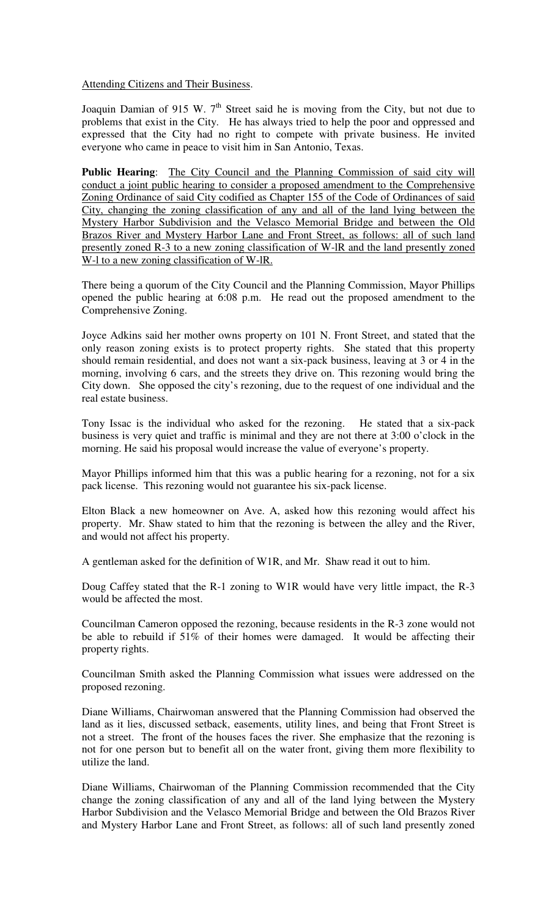<u>Attending Citizens and Their Business</u>.

Joaquin Damian of 915 W. 7th Street said he is moving from the City, but not due to problems that exist in the City. He has always tried to help the poor and oppressed and expressed that the City had no right to compete with private business. He invited everyone who came in peace to visit him in San Antonio, Texas.

**Public Hearing**: <u>The City Council and the Planning Commission of said city will conduct a joint public hearing to consider a proposed amendment to the Comprehensive Zoning Ordinance of said City codified as Chapter 155 of the Code of Ordinances of said City, changing the zoning classification of any and all of the land lying between the Mystery Harbor Subdivision and the Velasco Memorial Bridge and between the Old Brazos River and Mystery Harbor Lane and Front Street, as follows: all of such land presently zoned R-3 to a new zoning classification of W-lR and the land presently zoned W-l to a new zoning classification of W-lR.</u>

There being a quorum of the City Council and the Planning Commission, Mayor Phillips opened the public hearing at 6:08 p.m. He read out the proposed amendment to the Comprehensive Zoning.

Joyce Adkins said her mother owns property on 101 N. Front Street, and stated that the only reason zoning exists is to protect property rights. She stated that this property should remain residential, and does not want a six-pack business, leaving at 3 or 4 in the morning, involving 6 cars, and the streets they drive on. This rezoning would bring the City down. She opposed the city's rezoning, due to the request of one individual and the real estate business.

Tony Issac is the individual who asked for the rezoning. He stated that a six-pack business is very quiet and traffic is minimal and they are not there at 3:00 o'clock in the morning. He said his proposal would increase the value of everyone's property.

Mayor Phillips informed him that this was a public hearing for a rezoning, not for a six pack license. This rezoning would not guarantee his six-pack license.

Elton Black a new homeowner on Ave. A, asked how this rezoning would affect his property. Mr. Shaw stated to him that the rezoning is between the alley and the River, and would not affect his property.

A gentleman asked for the definition of W1R, and Mr. Shaw read it out to him.

Doug Caffey stated that the R-1 zoning to W1R would have very little impact, the R-3 would be affected the most.

Councilman Cameron opposed the rezoning, because residents in the R-3 zone would not be able to rebuild if 51% of their homes were damaged. It would be affecting their property rights.

Councilman Smith asked the Planning Commission what issues were addressed on the proposed rezoning.

Diane Williams, Chairwoman answered that the Planning Commission had observed the land as it lies, discussed setback, easements, utility lines, and being that Front Street is not a street. The front of the houses faces the river. She emphasize that the rezoning is not for one person but to benefit all on the water front, giving them more flexibility to utilize the land.

Diane Williams, Chairwoman of the Planning Commission recommended that the City change the zoning classification of any and all of the land lying between the Mystery Harbor Subdivision and the Velasco Memorial Bridge and between the Old Brazos River and Mystery Harbor Lane and Front Street, as follows: all of such land presently zoned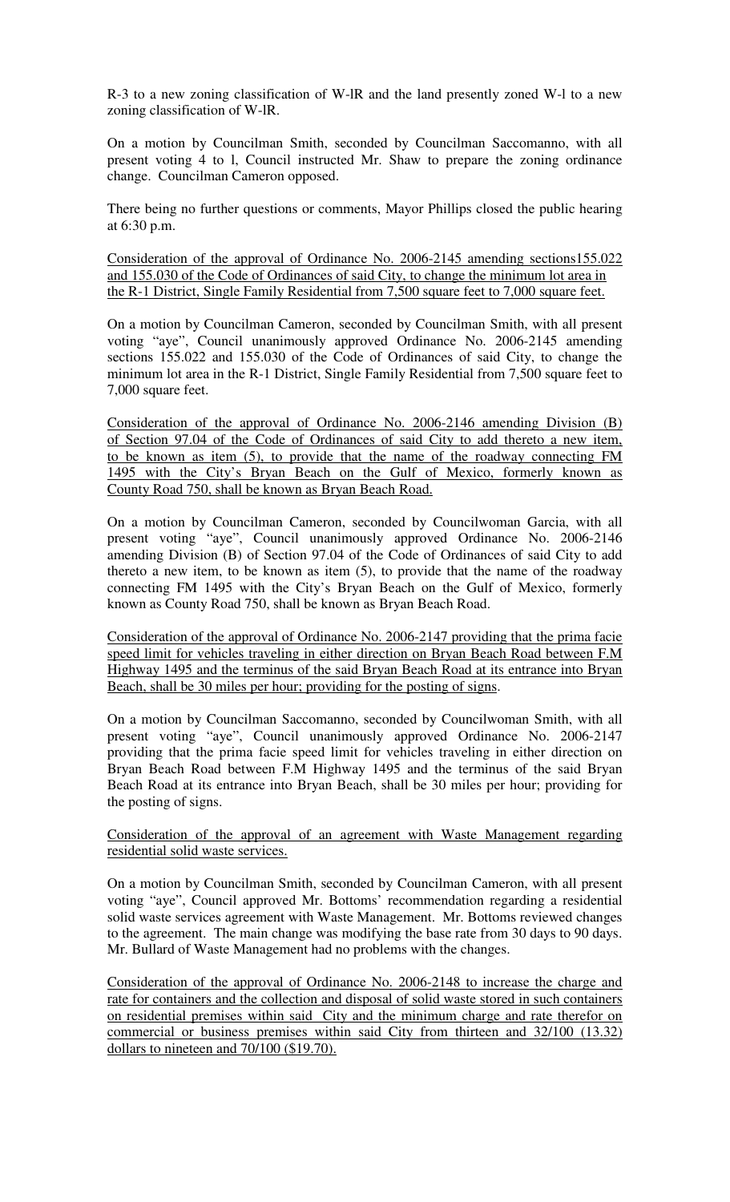R-3 to a new zoning classification of W-lR and the land presently zoned W-l to a new zoning classification of W-lR.

On a motion by Councilman Smith, seconded by Councilman Saccomanno, with all present voting 4 to l, Council instructed Mr. Shaw to prepare the zoning ordinance change. Councilman Cameron opposed.

There being no further questions or comments, Mayor Phillips closed the public hearing at 6:30 p.m.

<u>Consideration of the approval of Ordinance No. 2006-2145 amending sections155.022 and 155.030 of the Code of Ordinances of said City, to change the minimum lot area in the R-1 District, Single Family Residential from 7,500 square feet to 7,000 square feet.</u>

On a motion by Councilman Cameron, seconded by Councilman Smith, with all present voting "aye", Council unanimously approved Ordinance No. 2006-2145 amending sections 155.022 and 155.030 of the Code of Ordinances of said City, to change the minimum lot area in the R-1 District, Single Family Residential from 7,500 square feet to 7,000 square feet.

<u>Consideration of the approval of Ordinance No. 2006-2146 amending Division (B) of Section 97.04 of the Code of Ordinances of said City to add thereto a new item, to be known as item (5), to provide that the name of the roadway connecting FM 1495 with the City's Bryan Beach on the Gulf of Mexico, formerly known as County Road 750, shall be known as Bryan Beach Road.</u>

On a motion by Councilman Cameron, seconded by Councilwoman Garcia, with all present voting "aye", Council unanimously approved Ordinance No. 2006-2146 amending Division (B) of Section 97.04 of the Code of Ordinances of said City to add thereto a new item, to be known as item (5), to provide that the name of the roadway connecting FM 1495 with the City's Bryan Beach on the Gulf of Mexico, formerly known as County Road 750, shall be known as Bryan Beach Road.

<u>Consideration of the approval of Ordinance No. 2006-2147 providing that the prima facie speed limit for vehicles traveling in either direction on Bryan Beach Road between F.M Highway 1495 and the terminus of the said Bryan Beach Road at its entrance into Bryan Beach, shall be 30 miles per hour; providing for the posting of signs.</u>

On a motion by Councilman Saccomanno, seconded by Councilwoman Smith, with all present voting "aye", Council unanimously approved Ordinance No. 2006-2147 providing that the prima facie speed limit for vehicles traveling in either direction on Bryan Beach Road between F.M Highway 1495 and the terminus of the said Bryan Beach Road at its entrance into Bryan Beach, shall be 30 miles per hour; providing for the posting of signs.

<u>Consideration of the approval of an agreement with Waste Management regarding residential solid waste services.</u>

On a motion by Councilman Smith, seconded by Councilman Cameron, with all present voting "aye", Council approved Mr. Bottoms' recommendation regarding a residential solid waste services agreement with Waste Management. Mr. Bottoms reviewed changes to the agreement. The main change was modifying the base rate from 30 days to 90 days. Mr. Bullard of Waste Management had no problems with the changes.

<u>Consideration of the approval of Ordinance No. 2006-2148 to increase the charge and rate for containers and the collection and disposal of solid waste stored in such containers on residential premises within said City and the minimum charge and rate therefor on commercial or business premises within said City from thirteen and 32/100 (13.32) dollars to nineteen and 70/100 ($19.70).</u>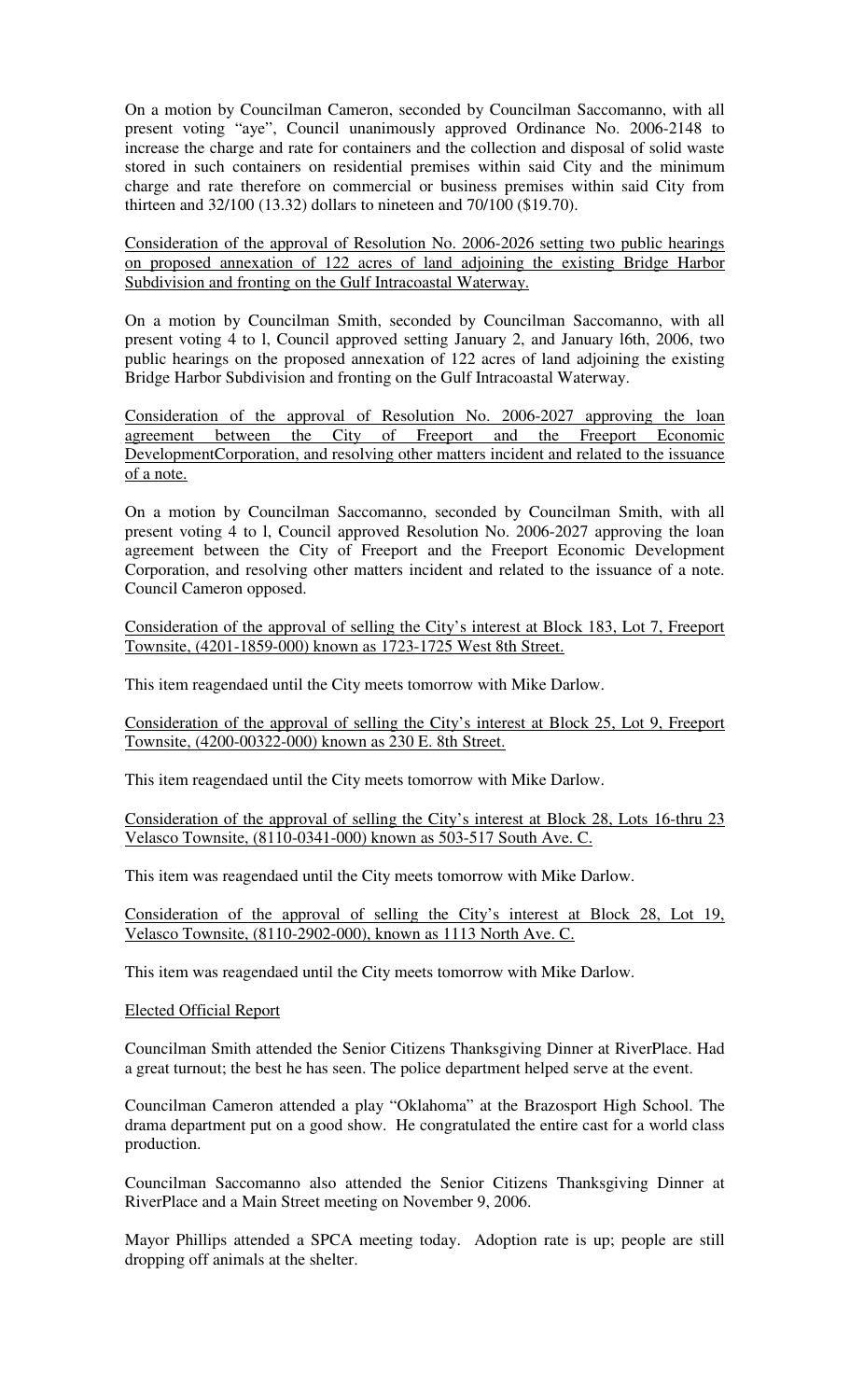On a motion by Councilman Cameron, seconded by Councilman Saccomanno, with all present voting "aye", Council unanimously approved Ordinance No. 2006-2148 to increase the charge and rate for containers and the collection and disposal of solid waste stored in such containers on residential premises within said City and the minimum charge and rate therefore on commercial or business premises within said City from thirteen and 32/100 (13.32) dollars to nineteen and 70/100 ($19.70).

<u>Consideration of the approval of Resolution No. 2006-2026 setting two public hearings on proposed annexation of 122 acres of land adjoining the existing Bridge Harbor Subdivision and fronting on the Gulf Intracoastal Waterway.</u>

On a motion by Councilman Smith, seconded by Councilman Saccomanno, with all present voting 4 to l, Council approved setting January 2, and January l6th, 2006, two public hearings on the proposed annexation of 122 acres of land adjoining the existing Bridge Harbor Subdivision and fronting on the Gulf Intracoastal Waterway.

<u>Consideration of the approval of Resolution No. 2006-2027 approving the loan agreement between the City of Freeport and the Freeport Economic DevelopmentCorporation, and resolving other matters incident and related to the issuance of a note.</u>

On a motion by Councilman Saccomanno, seconded by Councilman Smith, with all present voting 4 to l, Council approved Resolution No. 2006-2027 approving the loan agreement between the City of Freeport and the Freeport Economic Development Corporation, and resolving other matters incident and related to the issuance of a note. Council Cameron opposed.

<u>Consideration of the approval of selling the City's interest at Block 183, Lot 7, Freeport Townsite, (4201-1859-000) known as 1723-1725 West 8th Street.</u>

This item reagendaed until the City meets tomorrow with Mike Darlow.

<u>Consideration of the approval of selling the City's interest at Block 25, Lot 9, Freeport Townsite, (4200-00322-000) known as 230 E. 8th Street.</u>

This item reagendaed until the City meets tomorrow with Mike Darlow.

<u>Consideration of the approval of selling the City's interest at Block 28, Lots 16-thru 23 Velasco Townsite, (8110-0341-000) known as 503-517 South Ave. C.</u>

This item was reagendaed until the City meets tomorrow with Mike Darlow.

<u>Consideration of the approval of selling the City's interest at Block 28, Lot 19, Velasco Townsite, (8110-2902-000), known as 1113 North Ave. C.</u>

This item was reagendaed until the City meets tomorrow with Mike Darlow.

<u>Elected Official Report</u>

Councilman Smith attended the Senior Citizens Thanksgiving Dinner at RiverPlace. Had a great turnout; the best he has seen. The police department helped serve at the event.

Councilman Cameron attended a play "Oklahoma" at the Brazosport High School. The drama department put on a good show. He congratulated the entire cast for a world class production.

Councilman Saccomanno also attended the Senior Citizens Thanksgiving Dinner at RiverPlace and a Main Street meeting on November 9, 2006.

Mayor Phillips attended a SPCA meeting today. Adoption rate is up; people are still dropping off animals at the shelter.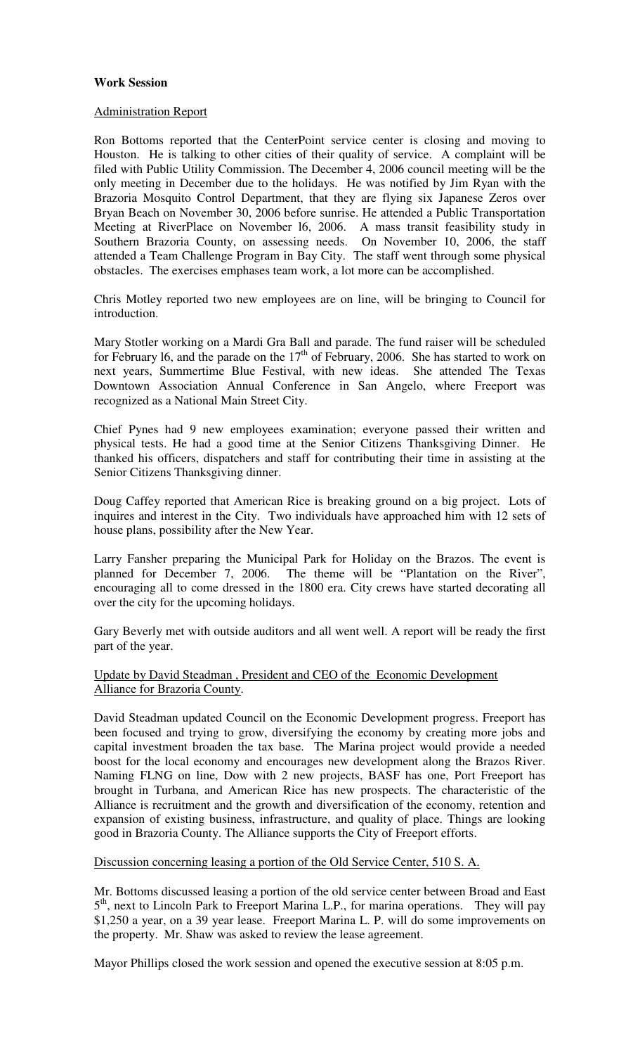**Work Session**

Administration Report

Ron Bottoms reported that the CenterPoint service center is closing and moving to Houston. He is talking to other cities of their quality of service. A complaint will be filed with Public Utility Commission. The December 4, 2006 council meeting will be the only meeting in December due to the holidays. He was notified by Jim Ryan with the Brazoria Mosquito Control Department, that they are flying six Japanese Zeros over Bryan Beach on November 30, 2006 before sunrise. He attended a Public Transportation Meeting at RiverPlace on November l6, 2006. A mass transit feasibility study in Southern Brazoria County, on assessing needs. On November 10, 2006, the staff attended a Team Challenge Program in Bay City. The staff went through some physical obstacles. The exercises emphases team work, a lot more can be accomplished.

Chris Motley reported two new employees are on line, will be bringing to Council for introduction.

Mary Stotler working on a Mardi Gra Ball and parade. The fund raiser will be scheduled for February l6, and the parade on the 17th of February, 2006. She has started to work on next years, Summertime Blue Festival, with new ideas. She attended The Texas Downtown Association Annual Conference in San Angelo, where Freeport was recognized as a National Main Street City.

Chief Pynes had 9 new employees examination; everyone passed their written and physical tests. He had a good time at the Senior Citizens Thanksgiving Dinner. He thanked his officers, dispatchers and staff for contributing their time in assisting at the Senior Citizens Thanksgiving dinner.

Doug Caffey reported that American Rice is breaking ground on a big project. Lots of inquires and interest in the City. Two individuals have approached him with 12 sets of house plans, possibility after the New Year.

Larry Fansher preparing the Municipal Park for Holiday on the Brazos. The event is planned for December 7, 2006. The theme will be "Plantation on the River", encouraging all to come dressed in the 1800 era. City crews have started decorating all over the city for the upcoming holidays.

Gary Beverly met with outside auditors and all went well. A report will be ready the first part of the year.

Update by David Steadman , President and CEO of the Economic Development Alliance for Brazoria County.

David Steadman updated Council on the Economic Development progress. Freeport has been focused and trying to grow, diversifying the economy by creating more jobs and capital investment broaden the tax base. The Marina project would provide a needed boost for the local economy and encourages new development along the Brazos River. Naming FLNG on line, Dow with 2 new projects, BASF has one, Port Freeport has brought in Turbana, and American Rice has new prospects. The characteristic of the Alliance is recruitment and the growth and diversification of the economy, retention and expansion of existing business, infrastructure, and quality of place. Things are looking good in Brazoria County. The Alliance supports the City of Freeport efforts.

Discussion concerning leasing a portion of the Old Service Center, 510 S. A.

Mr. Bottoms discussed leasing a portion of the old service center between Broad and East 5th, next to Lincoln Park to Freeport Marina L.P., for marina operations. They will pay $1,250 a year, on a 39 year lease. Freeport Marina L. P. will do some improvements on the property. Mr. Shaw was asked to review the lease agreement.

Mayor Phillips closed the work session and opened the executive session at 8:05 p.m.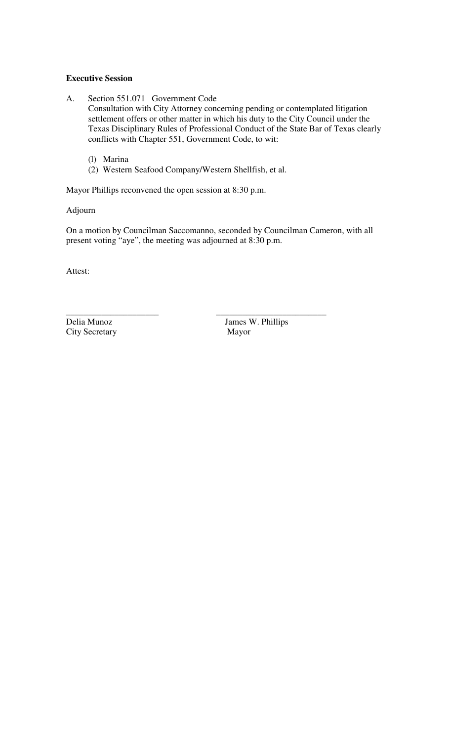**Executive Session**

A. Section 551.071 Government Code
Consultation with City Attorney concerning pending or contemplated litigation settlement offers or other matter in which his duty to the City Council under the Texas Disciplinary Rules of Professional Conduct of the State Bar of Texas clearly conflicts with Chapter 551, Government Code, to wit:

(l) Marina
(2) Western Seafood Company/Western Shellfish, et al.

Mayor Phillips reconvened the open session at 8:30 p.m.

Adjourn

On a motion by Councilman Saccomanno, seconded by Councilman Cameron, with all present voting "aye", the meeting was adjourned at 8:30 p.m.

Attest:

_____________________ _________________________

Delia Munoz
City Secretary

James W. Phillips
Mayor